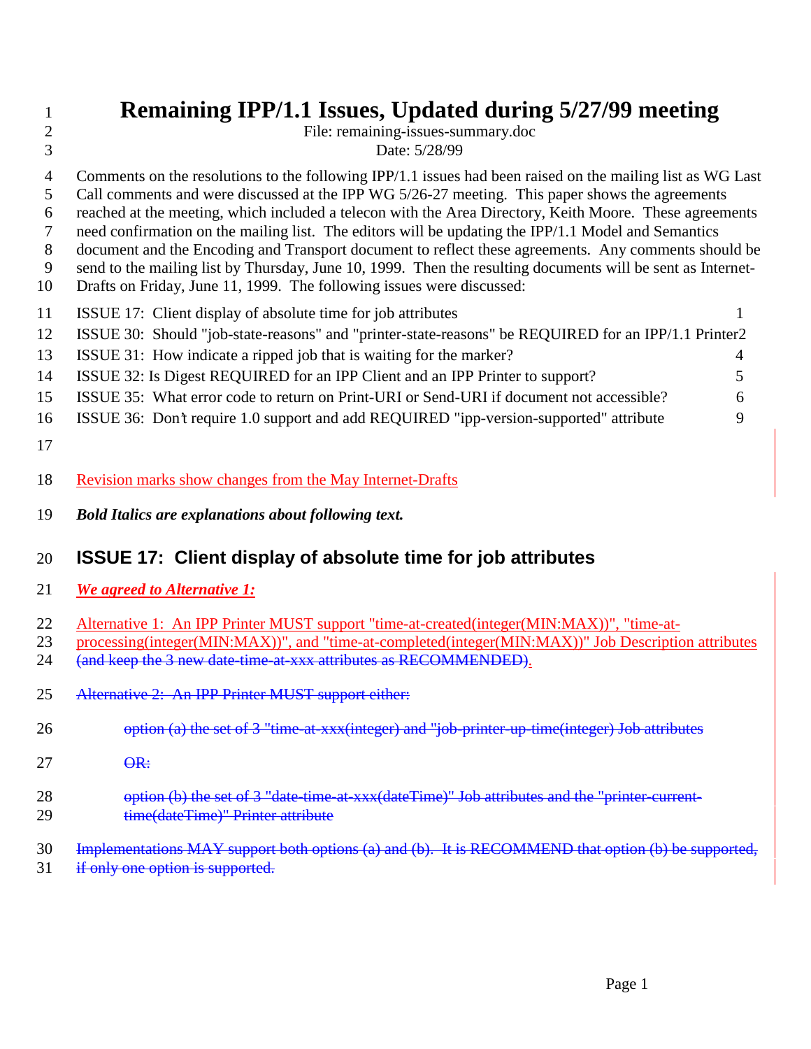# Remaining IPP/1.1 Issues, Updated during 5/27/99 meeting

File: remaining-issues-summary.doc

Date: 5/28/99

Comments on the resolutions to the following IPP/1.1 issues had been raised on the mailing list as WG Last Call comments and were discussed at the IPP WG 5/26-27 meeting. This paper shows the agreements reached at the meeting, which included a telecon with the Area Directory, Keith Moore. These agreements need confirmation on the mailing list. The editors will be updating the IPP/1.1 Model and Semantics document and the Encoding and Transport document to reflect these agreements. Any comments should be send to the mailing list by Thursday, June 10, 1999. Then the resulting documents will be sent as Internet-Drafts on Friday, June 11, 1999. The following issues were discussed:

| Issue | Page |
| --- | --- |
| ISSUE 17: Client display of absolute time for job attributes | 1 |
| ISSUE 30: Should "job-state-reasons" and "printer-state-reasons" be REQUIRED for an IPP/1.1 Printer | 2 |
| ISSUE 31: How indicate a ripped job that is waiting for the marker? | 4 |
| ISSUE 32: Is Digest REQUIRED for an IPP Client and an IPP Printer to support? | 5 |
| ISSUE 35: What error code to return on Print-URI or Send-URI if document not accessible? | 6 |
| ISSUE 36: Don't require 1.0 support and add REQUIRED "ipp-version-supported" attribute | 9 |

Revision marks show changes from the May Internet-Drafts

***Bold Italics are explanations about following text.***

## ISSUE 17: Client display of absolute time for job attributes

***We agreed to Alternative 1:***

Alternative 1: An IPP Printer MUST support "time-at-created(integer(MIN:MAX))", "time-at-processing(integer(MIN:MAX))", and "time-at-completed(integer(MIN:MAX))" Job Description attributes ~~(and keep the 3 new date-time-at-xxx attributes as RECOMMENDED)~~.

~~Alternative 2: An IPP Printer MUST support either:~~

~~option (a) the set of 3 "time-at-xxx(integer) and "job-printer-up-time(integer) Job attributes~~

~~OR:~~

~~option (b) the set of 3 "date-time-at-xxx(dateTime)" Job attributes and the "printer-current-time(dateTime)" Printer attribute~~

~~Implementations MAY support both options (a) and (b). It is RECOMMEND that option (b) be supported, if only one option is supported.~~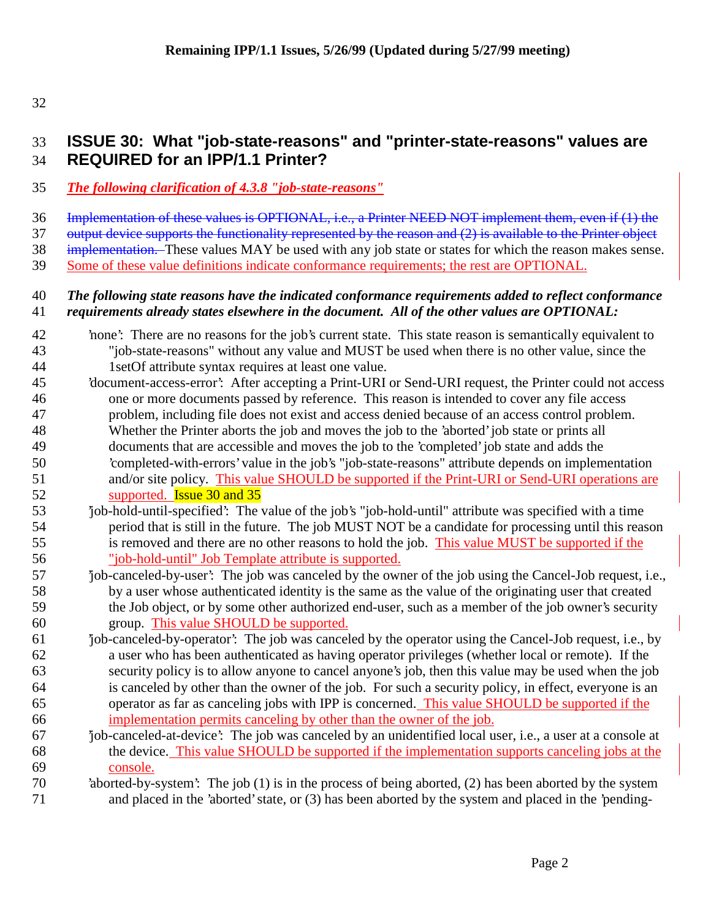## ISSUE 30: What "job-state-reasons" and "printer-state-reasons" values are REQUIRED for an IPP/1.1 Printer?

***The following clarification of 4.3.8 "job-state-reasons"***

~~Implementation of these values is OPTIONAL, i.e., a Printer NEED NOT implement them, even if (1) the output device supports the functionality represented by the reason and (2) is available to the Printer object implementation.~~ These values MAY be used with any job state or states for which the reason makes sense. Some of these value definitions indicate conformance requirements; the rest are OPTIONAL.

***The following state reasons have the indicated conformance requirements added to reflect conformance requirements already states elsewhere in the document. All of the other values are OPTIONAL:***

'none': There are no reasons for the job's current state. This state reason is semantically equivalent to "job-state-reasons" without any value and MUST be used when there is no other value, since the 1setOf attribute syntax requires at least one value.

'document-access-error': After accepting a Print-URI or Send-URI request, the Printer could not access one or more documents passed by reference. This reason is intended to cover any file access problem, including file does not exist and access denied because of an access control problem. Whether the Printer aborts the job and moves the job to the 'aborted' job state or prints all documents that are accessible and moves the job to the 'completed' job state and adds the 'completed-with-errors' value in the job's "job-state-reasons" attribute depends on implementation and/or site policy. This value SHOULD be supported if the Print-URI or Send-URI operations are supported. Issue 30 and 35

'job-hold-until-specified': The value of the job's "job-hold-until" attribute was specified with a time period that is still in the future. The job MUST NOT be a candidate for processing until this reason is removed and there are no other reasons to hold the job. This value MUST be supported if the "job-hold-until" Job Template attribute is supported.

'job-canceled-by-user': The job was canceled by the owner of the job using the Cancel-Job request, i.e., by a user whose authenticated identity is the same as the value of the originating user that created the Job object, or by some other authorized end-user, such as a member of the job owner's security group. This value SHOULD be supported.

'job-canceled-by-operator': The job was canceled by the operator using the Cancel-Job request, i.e., by a user who has been authenticated as having operator privileges (whether local or remote). If the security policy is to allow anyone to cancel anyone's job, then this value may be used when the job is canceled by other than the owner of the job. For such a security policy, in effect, everyone is an operator as far as canceling jobs with IPP is concerned. This value SHOULD be supported if the implementation permits canceling by other than the owner of the job.

'job-canceled-at-device': The job was canceled by an unidentified local user, i.e., a user at a console at the device. This value SHOULD be supported if the implementation supports canceling jobs at the console.

'aborted-by-system': The job (1) is in the process of being aborted, (2) has been aborted by the system and placed in the 'aborted' state, or (3) has been aborted by the system and placed in the 'pending-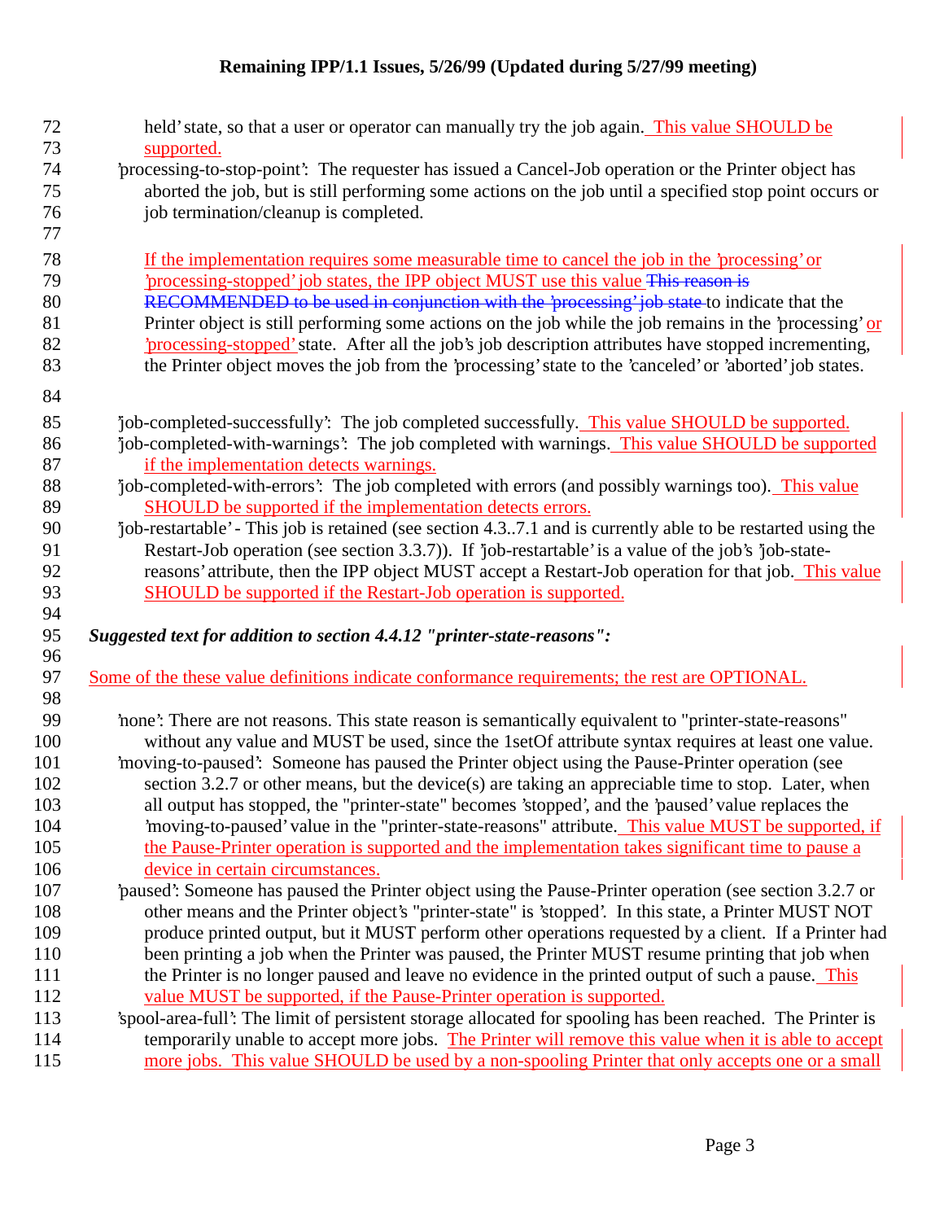held' state, so that a user or operator can manually try the job again. This value SHOULD be supported.

'processing-to-stop-point': The requester has issued a Cancel-Job operation or the Printer object has aborted the job, but is still performing some actions on the job until a specified stop point occurs or job termination/cleanup is completed.

If the implementation requires some measurable time to cancel the job in the 'processing' or 'processing-stopped' job states, the IPP object MUST use this value ~~This reason is RECOMMENDED to be used in conjunction with the 'processing' job state~~ to indicate that the Printer object is still performing some actions on the job while the job remains in the 'processing' or 'processing-stopped' state. After all the job's job description attributes have stopped incrementing, the Printer object moves the job from the 'processing' state to the 'canceled' or 'aborted' job states.

'job-completed-successfully': The job completed successfully. This value SHOULD be supported.

'job-completed-with-warnings': The job completed with warnings. This value SHOULD be supported if the implementation detects warnings.

'job-completed-with-errors': The job completed with errors (and possibly warnings too). This value SHOULD be supported if the implementation detects errors.

'job-restartable' - This job is retained (see section 4.3..7.1 and is currently able to be restarted using the Restart-Job operation (see section 3.3.7)). If 'job-restartable' is a value of the job's 'job-state-reasons' attribute, then the IPP object MUST accept a Restart-Job operation for that job. This value SHOULD be supported if the Restart-Job operation is supported.

***Suggested text for addition to section 4.4.12 "printer-state-reasons":***

Some of the these value definitions indicate conformance requirements; the rest are OPTIONAL.

'none': There are not reasons. This state reason is semantically equivalent to "printer-state-reasons" without any value and MUST be used, since the 1setOf attribute syntax requires at least one value.

'moving-to-paused': Someone has paused the Printer object using the Pause-Printer operation (see section 3.2.7 or other means, but the device(s) are taking an appreciable time to stop. Later, when all output has stopped, the "printer-state" becomes 'stopped', and the 'paused' value replaces the 'moving-to-paused' value in the "printer-state-reasons" attribute. This value MUST be supported, if the Pause-Printer operation is supported and the implementation takes significant time to pause a device in certain circumstances.

'paused': Someone has paused the Printer object using the Pause-Printer operation (see section 3.2.7 or other means and the Printer object's "printer-state" is 'stopped'. In this state, a Printer MUST NOT produce printed output, but it MUST perform other operations requested by a client. If a Printer had been printing a job when the Printer was paused, the Printer MUST resume printing that job when the Printer is no longer paused and leave no evidence in the printed output of such a pause. This value MUST be supported, if the Pause-Printer operation is supported.

'spool-area-full': The limit of persistent storage allocated for spooling has been reached. The Printer is temporarily unable to accept more jobs. The Printer will remove this value when it is able to accept more jobs. This value SHOULD be used by a non-spooling Printer that only accepts one or a small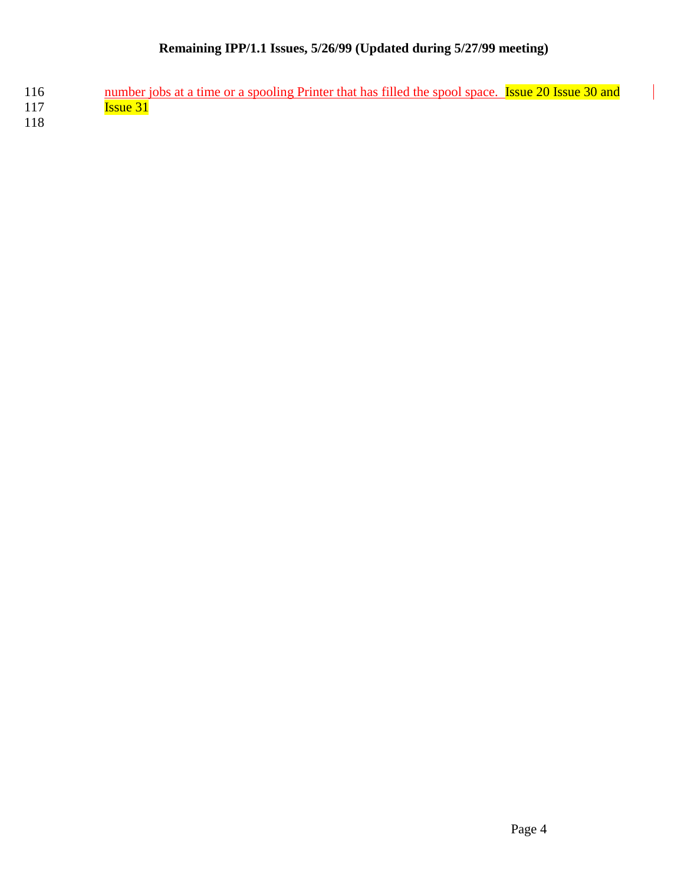number jobs at a time or a spooling Printer that has filled the spool space. Issue 20 Issue 30 and Issue 31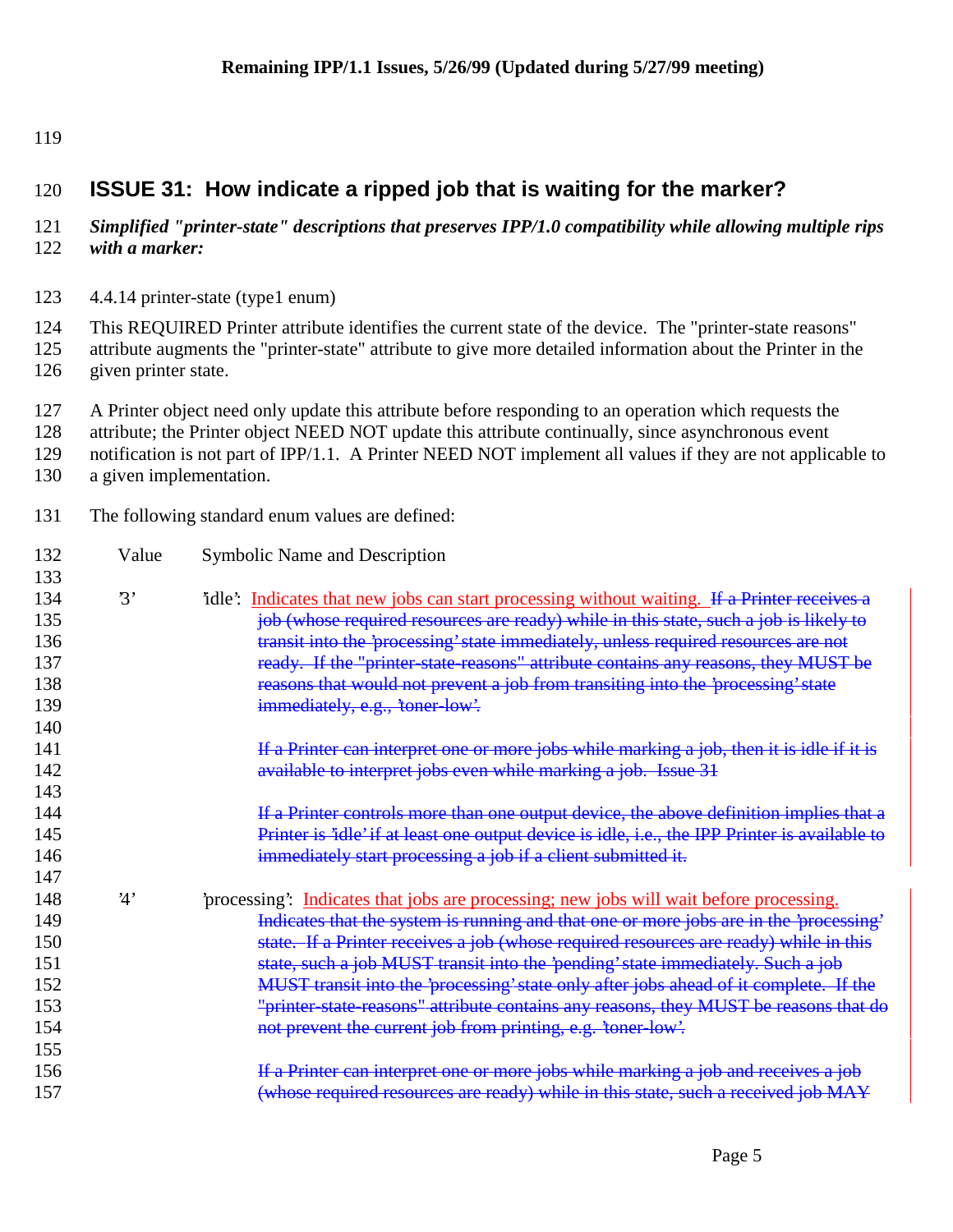# ISSUE 31: How indicate a ripped job that is waiting for the marker?

***Simplified "printer-state" descriptions that preserves IPP/1.0 compatibility while allowing multiple rips with a marker:***

4.4.14 printer-state (type1 enum)

This REQUIRED Printer attribute identifies the current state of the device. The "printer-state reasons" attribute augments the "printer-state" attribute to give more detailed information about the Printer in the given printer state.

A Printer object need only update this attribute before responding to an operation which requests the attribute; the Printer object NEED NOT update this attribute continually, since asynchronous event notification is not part of IPP/1.1. A Printer NEED NOT implement all values if they are not applicable to a given implementation.

The following standard enum values are defined:

| Value | Symbolic Name and Description |
|---|---|
| '3' | 'idle': Indicates that new jobs can start processing without waiting. ~~If a Printer receives a job (whose required resources are ready) while in this state, such a job is likely to transit into the 'processing' state immediately, unless required resources are not ready. If the "printer-state-reasons" attribute contains any reasons, they MUST be reasons that would not prevent a job from transiting into the 'processing' state immediately, e.g., 'toner-low'.~~<br><br>~~If a Printer can interpret one or more jobs while marking a job, then it is idle if it is available to interpret jobs even while marking a job. Issue 31~~<br><br>~~If a Printer controls more than one output device, the above definition implies that a Printer is 'idle' if at least one output device is idle, i.e., the IPP Printer is available to immediately start processing a job if a client submitted it.~~ |
| '4' | 'processing': Indicates that jobs are processing; new jobs will wait before processing. ~~Indicates that the system is running and that one or more jobs are in the 'processing' state. If a Printer receives a job (whose required resources are ready) while in this state, such a job MUST transit into the 'pending' state immediately. Such a job MUST transit into the 'processing' state only after jobs ahead of it complete. If the "printer-state-reasons" attribute contains any reasons, they MUST be reasons that do not prevent the current job from printing, e.g. 'toner-low'.~~<br><br>~~If a Printer can interpret one or more jobs while marking a job and receives a job (whose required resources are ready) while in this state, such a received job MAY~~ |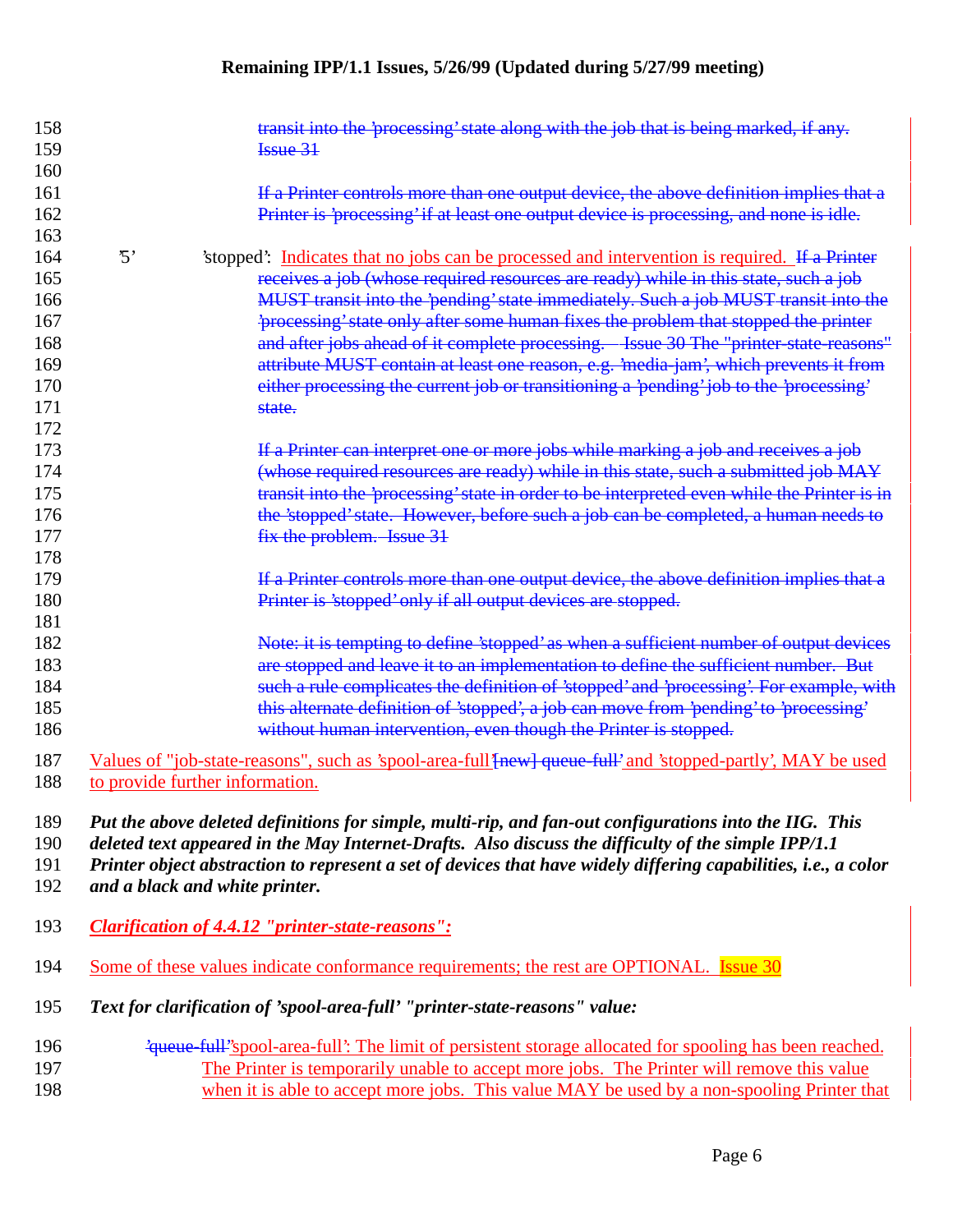158 ~~transit into the 'processing' state along with the job that is being marked, if any. Issue 31~~

161 ~~If a Printer controls more than one output device, the above definition implies that a Printer is 'processing' if at least one output device is processing, and none is idle.~~

164 '5' 'stopped': Indicates that no jobs can be processed and intervention is required. ~~If a Printer receives a job (whose required resources are ready) while in this state, such a job MUST transit into the 'pending' state immediately. Such a job MUST transit into the 'processing' state only after some human fixes the problem that stopped the printer and after jobs ahead of it complete processing. Issue 30 The "printer-state-reasons" attribute MUST contain at least one reason, e.g. 'media-jam', which prevents it from either processing the current job or transitioning a 'pending' job to the 'processing' state.~~

173 ~~If a Printer can interpret one or more jobs while marking a job and receives a job (whose required resources are ready) while in this state, such a submitted job MAY transit into the 'processing' state in order to be interpreted even while the Printer is in the 'stopped' state. However, before such a job can be completed, a human needs to fix the problem. Issue 31~~

179 ~~If a Printer controls more than one output device, the above definition implies that a Printer is 'stopped' only if all output devices are stopped.~~

182 ~~Note: it is tempting to define 'stopped' as when a sufficient number of output devices are stopped and leave it to an implementation to define the sufficient number. But such a rule complicates the definition of 'stopped' and 'processing'. For example, with this alternate definition of 'stopped', a job can move from 'pending' to 'processing' without human intervention, even though the Printer is stopped.~~

187 Values of "job-state-reasons", such as 'spool-area-full'~~[new] queue-full'~~ and 'stopped-partly', MAY be used to provide further information.

189 ***Put the above deleted definitions for simple, multi-rip, and fan-out configurations into the IIG. This deleted text appeared in the May Internet-Drafts. Also discuss the difficulty of the simple IPP/1.1 Printer object abstraction to represent a set of devices that have widely differing capabilities, i.e., a color and a black and white printer.***

193 ***Clarification of 4.4.12 "printer-state-reasons":***

194 Some of these values indicate conformance requirements; the rest are OPTIONAL. Issue 30

195 ***Text for clarification of 'spool-area-full' "printer-state-reasons" value:***

196 ~~'queue-full'~~'spool-area-full': The limit of persistent storage allocated for spooling has been reached. The Printer is temporarily unable to accept more jobs. The Printer will remove this value when it is able to accept more jobs. This value MAY be used by a non-spooling Printer that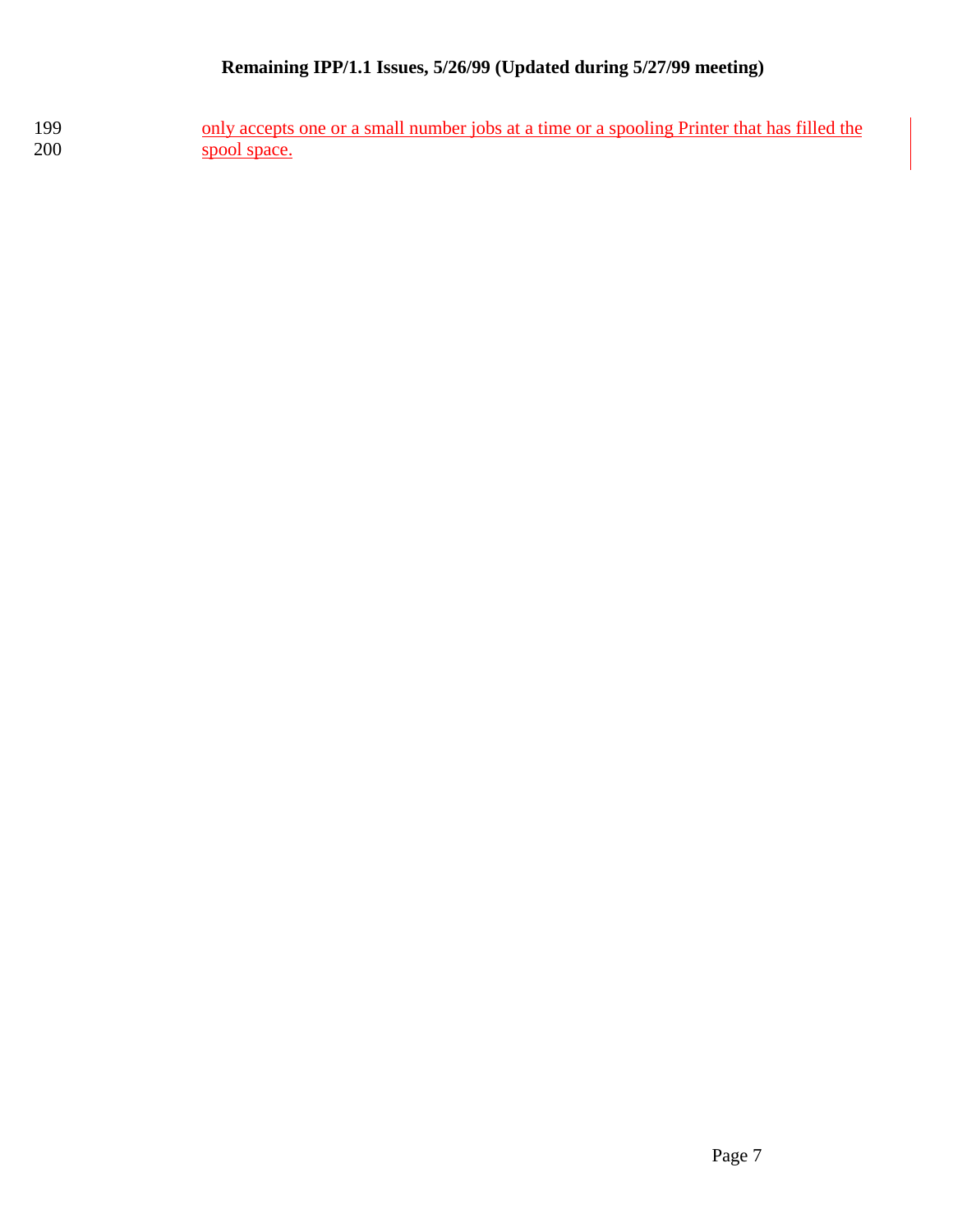only accepts one or a small number jobs at a time or a spooling Printer that has filled the spool space.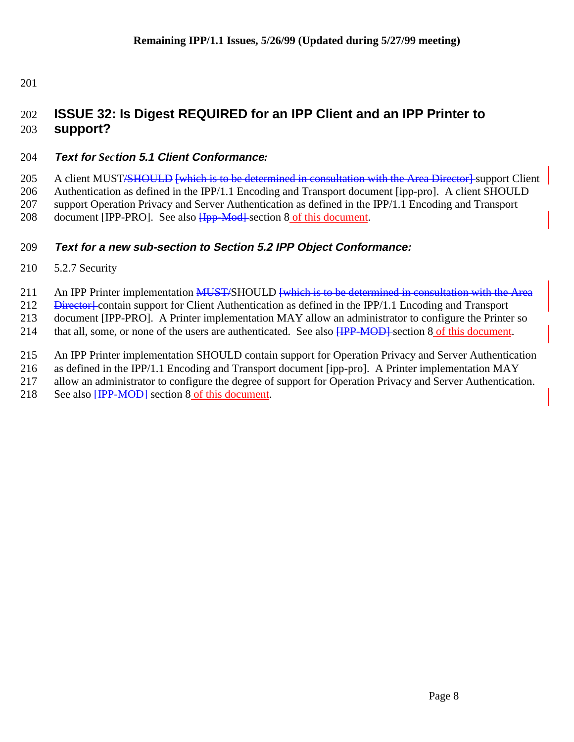## ISSUE 32: Is Digest REQUIRED for an IPP Client and an IPP Printer to support?

### *Text for Section 5.1 Client Conformance:*

A client MUST/~~SHOULD~~ ~~[which is to be determined in consultation with the Area Director]~~ support Client Authentication as defined in the IPP/1.1 Encoding and Transport document [ipp-pro]. A client SHOULD support Operation Privacy and Server Authentication as defined in the IPP/1.1 Encoding and Transport document [IPP-PRO]. See also ~~[Ipp-Mod]~~ section 8 of this document.

### *Text for a new sub-section to Section 5.2 IPP Object Conformance:*

5.2.7 Security

An IPP Printer implementation ~~MUST/~~SHOULD ~~[which is to be determined in consultation with the Area Director]~~ contain support for Client Authentication as defined in the IPP/1.1 Encoding and Transport document [IPP-PRO]. A Printer implementation MAY allow an administrator to configure the Printer so that all, some, or none of the users are authenticated. See also ~~[IPP-MOD]~~ section 8 of this document.

An IPP Printer implementation SHOULD contain support for Operation Privacy and Server Authentication as defined in the IPP/1.1 Encoding and Transport document [ipp-pro]. A Printer implementation MAY allow an administrator to configure the degree of support for Operation Privacy and Server Authentication. See also ~~[IPP-MOD]~~ section 8 of this document.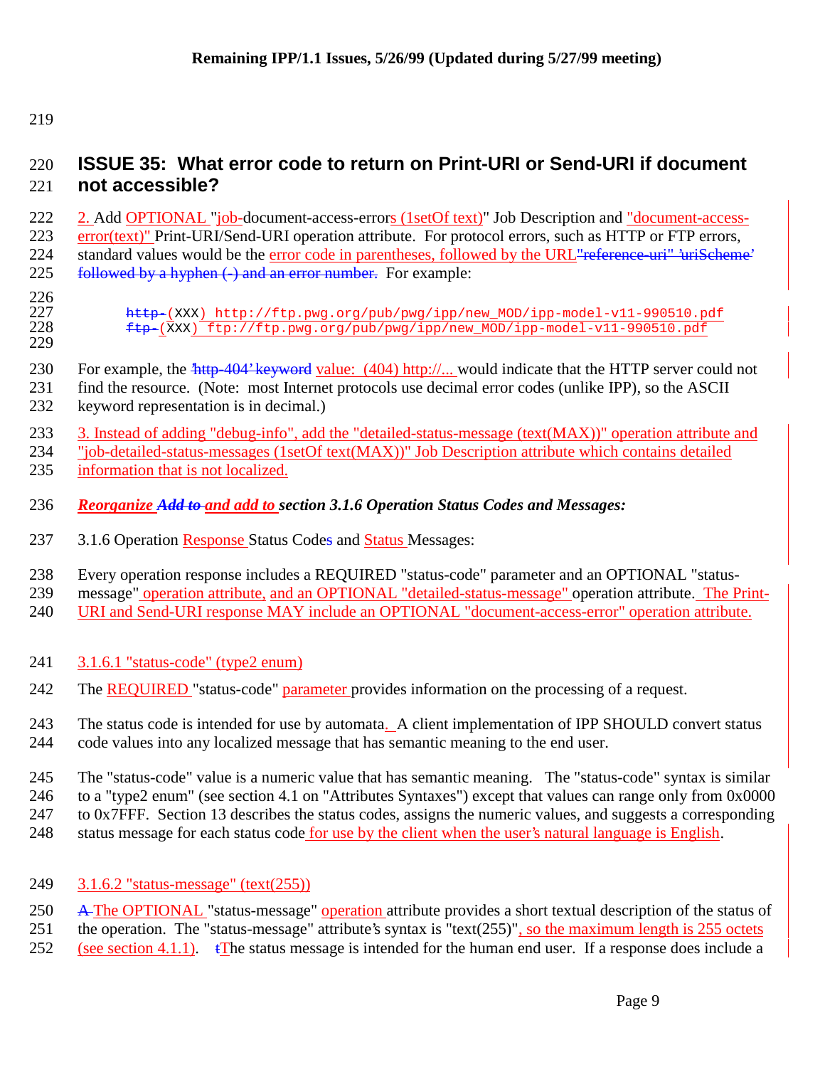## ISSUE 35: What error code to return on Print-URI or Send-URI if document not accessible?

2. Add OPTIONAL "job-document-access-errors (1setOf text)" Job Description and "document-access-error(text)" Print-URI/Send-URI operation attribute. For protocol errors, such as HTTP or FTP errors, standard values would be the error code in parentheses, followed by the URL"reference-uri" 'uriScheme' followed by a hyphen (-) and an error number. For example:

```
http-(XXX) http://ftp.pwg.org/pub/pwg/ipp/new_MOD/ipp-model-v11-990510.pdf
ftp-(XXX) ftp://ftp.pwg.org/pub/pwg/ipp/new_MOD/ipp-model-v11-990510.pdf
```

For example, the 'http-404' keyword value: (404) http://... would indicate that the HTTP server could not find the resource. (Note: most Internet protocols use decimal error codes (unlike IPP), so the ASCII keyword representation is in decimal.)

3. Instead of adding "debug-info", add the "detailed-status-message (text(MAX))" operation attribute and "job-detailed-status-messages (1setOf text(MAX))" Job Description attribute which contains detailed information that is not localized.

***Reorganize Add to and add to section 3.1.6 Operation Status Codes and Messages:***

3.1.6 Operation Response Status Codes and Status Messages:

Every operation response includes a REQUIRED "status-code" parameter and an OPTIONAL "status-message" operation attribute, and an OPTIONAL "detailed-status-message" operation attribute. The Print-URI and Send-URI response MAY include an OPTIONAL "document-access-error" operation attribute.

3.1.6.1 "status-code" (type2 enum)

The REQUIRED "status-code" parameter provides information on the processing of a request.

The status code is intended for use by automata. A client implementation of IPP SHOULD convert status code values into any localized message that has semantic meaning to the end user.

The "status-code" value is a numeric value that has semantic meaning. The "status-code" syntax is similar to a "type2 enum" (see section 4.1 on "Attributes Syntaxes") except that values can range only from 0x0000 to 0x7FFF. Section 13 describes the status codes, assigns the numeric values, and suggests a corresponding status message for each status code for use by the client when the user's natural language is English.

3.1.6.2 "status-message" (text(255))

A The OPTIONAL "status-message" operation attribute provides a short textual description of the status of the operation. The "status-message" attribute's syntax is "text(255)", so the maximum length is 255 octets (see section 4.1.1). tThe status message is intended for the human end user. If a response does include a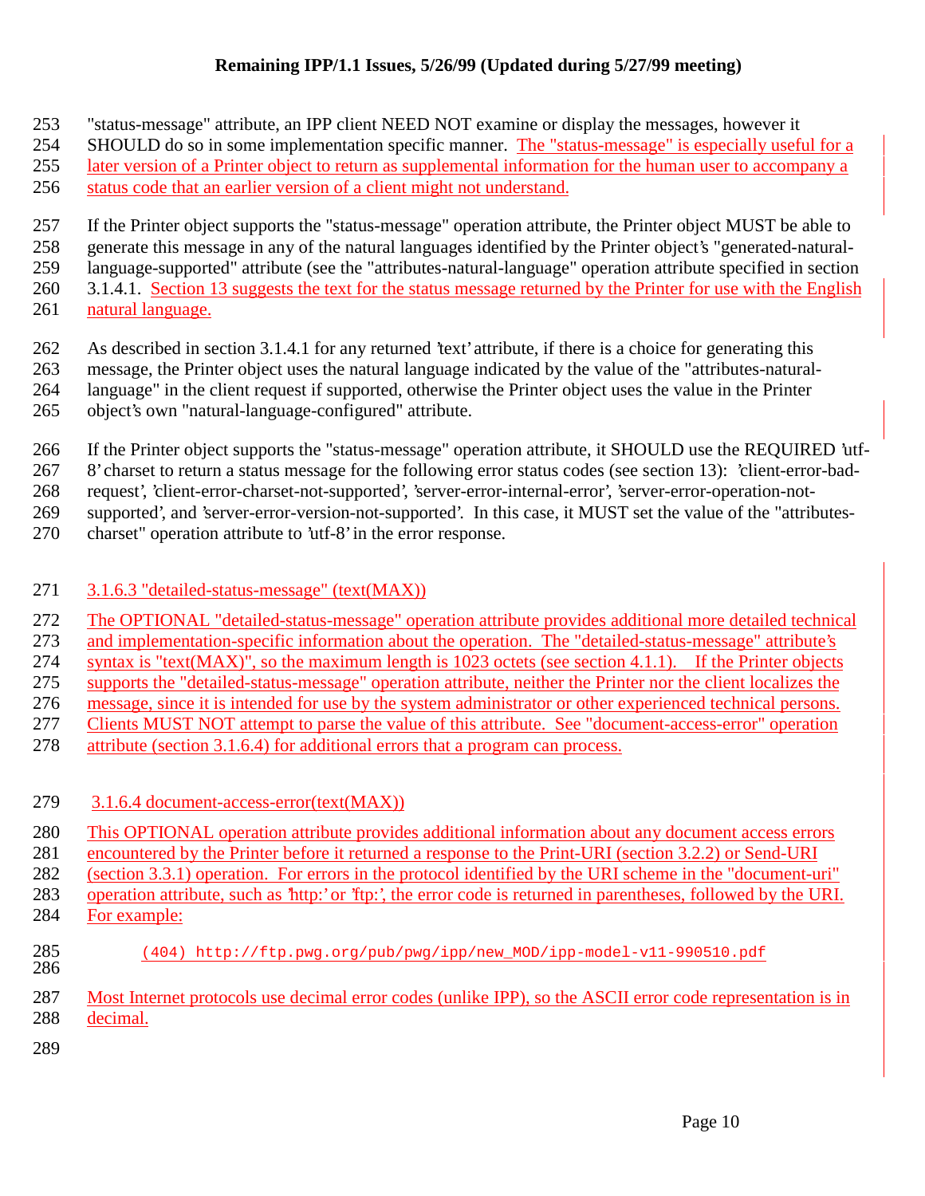"status-message" attribute, an IPP client NEED NOT examine or display the messages, however it SHOULD do so in some implementation specific manner. The "status-message" is especially useful for a later version of a Printer object to return as supplemental information for the human user to accompany a status code that an earlier version of a client might not understand.

If the Printer object supports the "status-message" operation attribute, the Printer object MUST be able to generate this message in any of the natural languages identified by the Printer object's "generated-natural-language-supported" attribute (see the "attributes-natural-language" operation attribute specified in section 3.1.4.1. Section 13 suggests the text for the status message returned by the Printer for use with the English natural language.

As described in section 3.1.4.1 for any returned 'text' attribute, if there is a choice for generating this message, the Printer object uses the natural language indicated by the value of the "attributes-natural-language" in the client request if supported, otherwise the Printer object uses the value in the Printer object's own "natural-language-configured" attribute.

If the Printer object supports the "status-message" operation attribute, it SHOULD use the REQUIRED 'utf-8' charset to return a status message for the following error status codes (see section 13): 'client-error-bad-request', 'client-error-charset-not-supported', 'server-error-internal-error', 'server-error-operation-not-supported', and 'server-error-version-not-supported'. In this case, it MUST set the value of the "attributes-charset" operation attribute to 'utf-8' in the error response.

### 3.1.6.3 "detailed-status-message" (text(MAX))

The OPTIONAL "detailed-status-message" operation attribute provides additional more detailed technical and implementation-specific information about the operation. The "detailed-status-message" attribute's syntax is "text(MAX)", so the maximum length is 1023 octets (see section 4.1.1). If the Printer objects supports the "detailed-status-message" operation attribute, neither the Printer nor the client localizes the message, since it is intended for use by the system administrator or other experienced technical persons. Clients MUST NOT attempt to parse the value of this attribute. See "document-access-error" operation attribute (section 3.1.6.4) for additional errors that a program can process.

### 3.1.6.4 document-access-error(text(MAX))

This OPTIONAL operation attribute provides additional information about any document access errors encountered by the Printer before it returned a response to the Print-URI (section 3.2.2) or Send-URI (section 3.3.1) operation. For errors in the protocol identified by the URI scheme in the "document-uri" operation attribute, such as 'http:' or 'ftp:', the error code is returned in parentheses, followed by the URI. For example:

```
(404) http://ftp.pwg.org/pub/pwg/ipp/new_MOD/ipp-model-v11-990510.pdf
```

Most Internet protocols use decimal error codes (unlike IPP), so the ASCII error code representation is in decimal.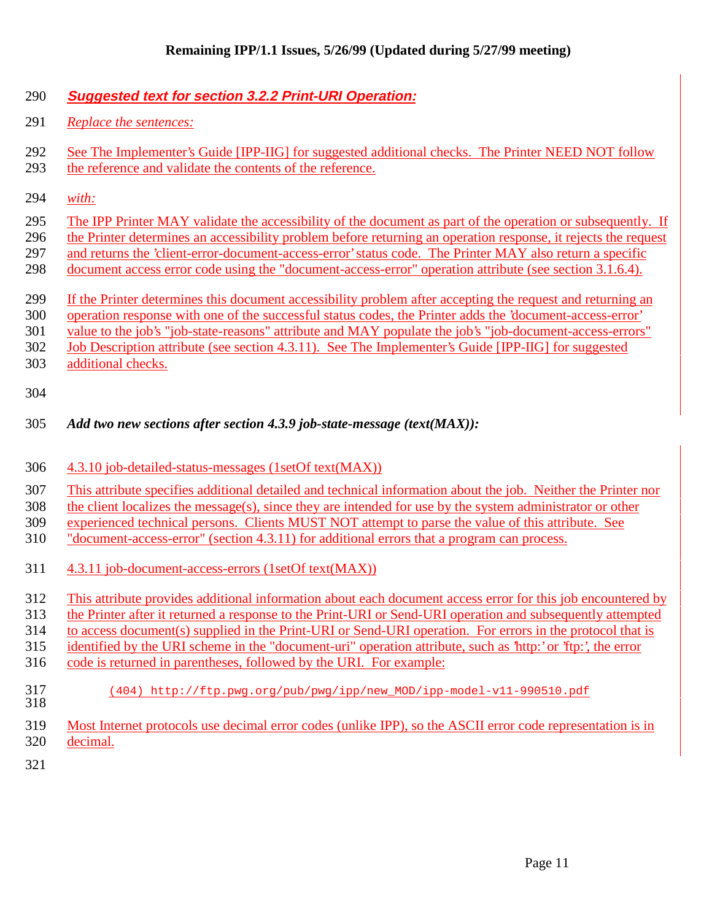***Suggested text for section 3.2.2 Print-URI Operation:***

*Replace the sentences:*

See The Implementer's Guide [IPP-IIG] for suggested additional checks. The Printer NEED NOT follow the reference and validate the contents of the reference.

*with:*

The IPP Printer MAY validate the accessibility of the document as part of the operation or subsequently. If the Printer determines an accessibility problem before returning an operation response, it rejects the request and returns the 'client-error-document-access-error' status code. The Printer MAY also return a specific document access error code using the "document-access-error" operation attribute (see section 3.1.6.4).

If the Printer determines this document accessibility problem after accepting the request and returning an operation response with one of the successful status codes, the Printer adds the 'document-access-error' value to the job's "job-state-reasons" attribute and MAY populate the job's "job-document-access-errors" Job Description attribute (see section 4.3.11). See The Implementer's Guide [IPP-IIG] for suggested additional checks.

***Add two new sections after section 4.3.9 job-state-message (text(MAX)):***

4.3.10 job-detailed-status-messages (1setOf text(MAX))

This attribute specifies additional detailed and technical information about the job. Neither the Printer nor the client localizes the message(s), since they are intended for use by the system administrator or other experienced technical persons. Clients MUST NOT attempt to parse the value of this attribute. See "document-access-error" (section 4.3.11) for additional errors that a program can process.

4.3.11 job-document-access-errors (1setOf text(MAX))

This attribute provides additional information about each document access error for this job encountered by the Printer after it returned a response to the Print-URI or Send-URI operation and subsequently attempted to access document(s) supplied in the Print-URI or Send-URI operation. For errors in the protocol that is identified by the URI scheme in the "document-uri" operation attribute, such as 'http:' or 'ftp:', the error code is returned in parentheses, followed by the URI. For example:

```
(404) http://ftp.pwg.org/pub/pwg/ipp/new_MOD/ipp-model-v11-990510.pdf
```

Most Internet protocols use decimal error codes (unlike IPP), so the ASCII error code representation is in decimal.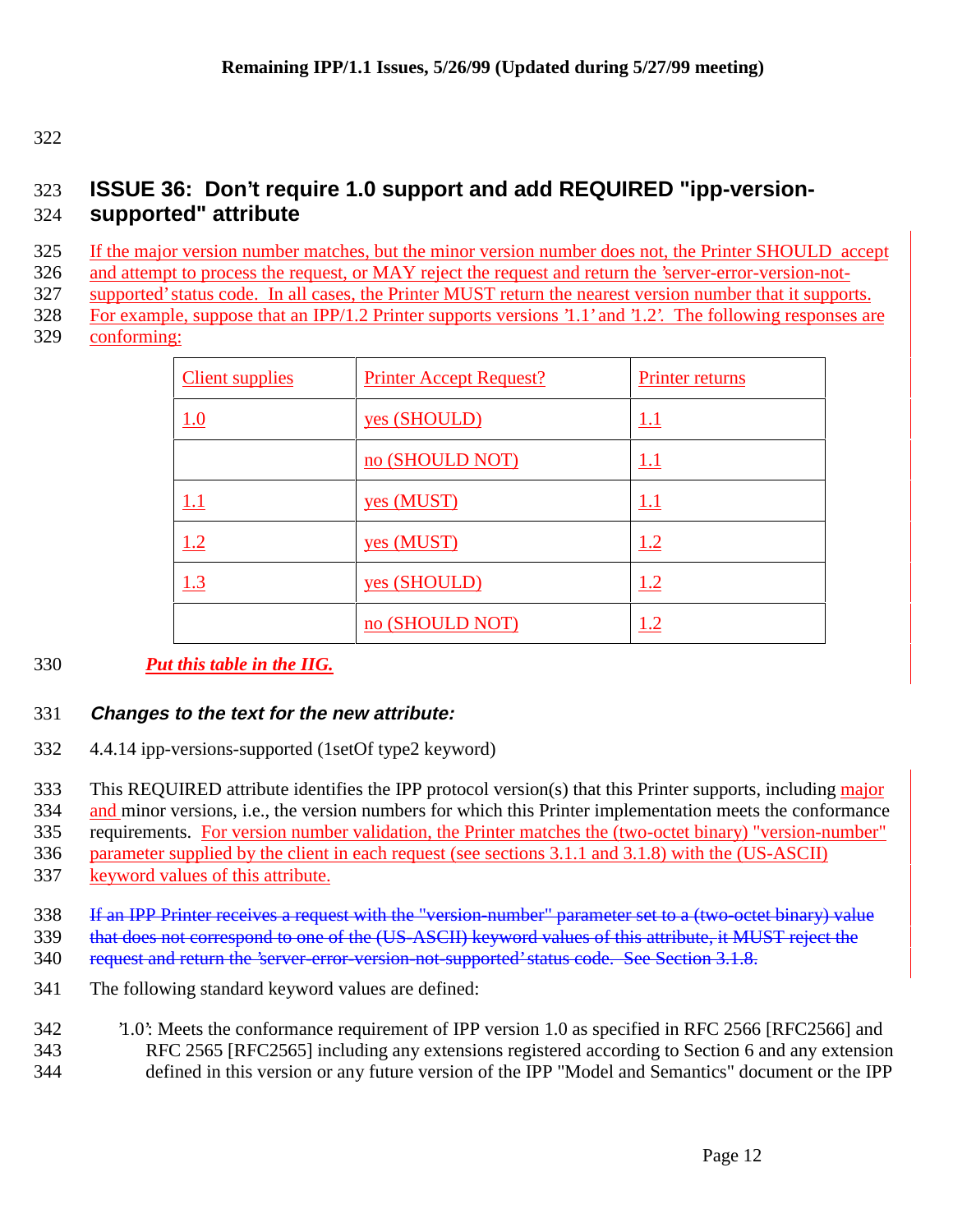## ISSUE 36: Don't require 1.0 support and add REQUIRED "ipp-version-supported" attribute

If the major version number matches, but the minor version number does not, the Printer SHOULD accept and attempt to process the request, or MAY reject the request and return the 'server-error-version-not-supported' status code. In all cases, the Printer MUST return the nearest version number that it supports. For example, suppose that an IPP/1.2 Printer supports versions '1.1' and '1.2'. The following responses are conforming:

| Client supplies | Printer Accept Request? | Printer returns |
|---|---|---|
| 1.0 | yes (SHOULD) | 1.1 |
| | no (SHOULD NOT) | 1.1 |
| 1.1 | yes (MUST) | 1.1 |
| 1.2 | yes (MUST) | 1.2 |
| 1.3 | yes (SHOULD) | 1.2 |
| | no (SHOULD NOT) | 1.2 |

***Put this table in the IIG.***

### *Changes to the text for the new attribute:*

4.4.14 ipp-versions-supported (1setOf type2 keyword)

This REQUIRED attribute identifies the IPP protocol version(s) that this Printer supports, including major and minor versions, i.e., the version numbers for which this Printer implementation meets the conformance requirements. For version number validation, the Printer matches the (two-octet binary) "version-number" parameter supplied by the client in each request (see sections 3.1.1 and 3.1.8) with the (US-ASCII) keyword values of this attribute.

~~If an IPP Printer receives a request with the "version-number" parameter set to a (two-octet binary) value that does not correspond to one of the (US-ASCII) keyword values of this attribute, it MUST reject the request and return the 'server-error-version-not-supported' status code. See Section 3.1.8.~~

The following standard keyword values are defined:

'1.0': Meets the conformance requirement of IPP version 1.0 as specified in RFC 2566 [RFC2566] and RFC 2565 [RFC2565] including any extensions registered according to Section 6 and any extension defined in this version or any future version of the IPP "Model and Semantics" document or the IPP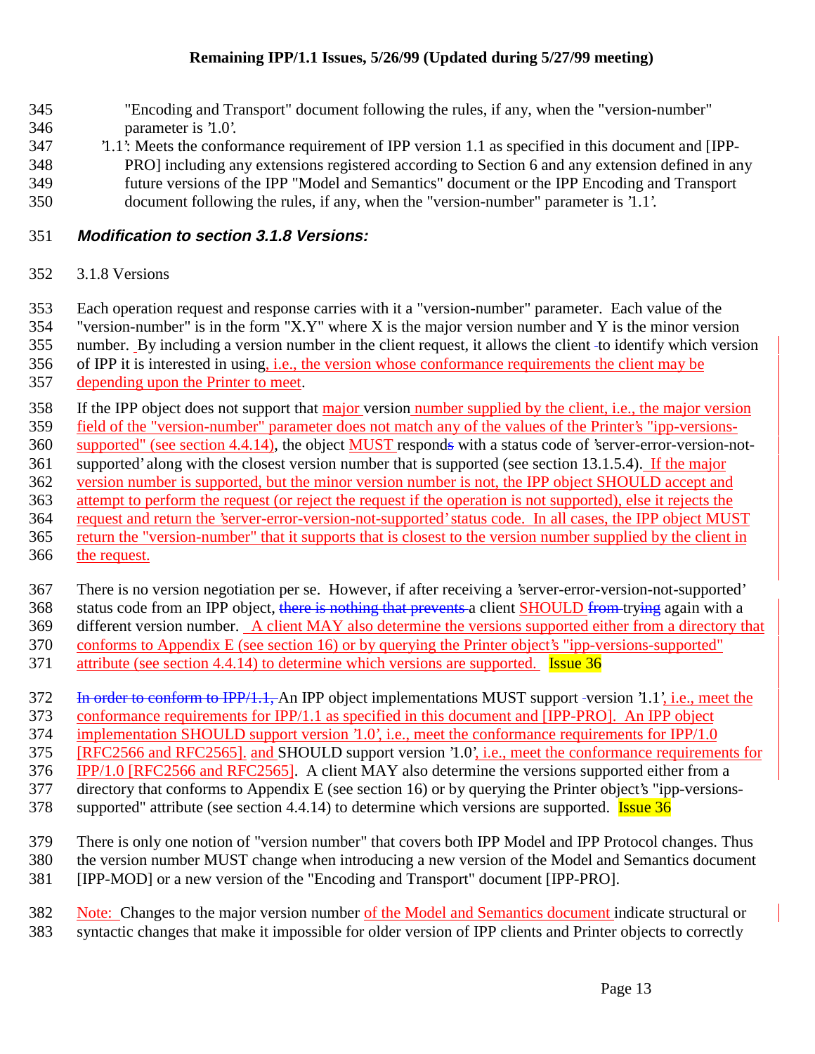"Encoding and Transport" document following the rules, if any, when the "version-number" parameter is '1.0'.

'1.1': Meets the conformance requirement of IPP version 1.1 as specified in this document and [IPP-PRO] including any extensions registered according to Section 6 and any extension defined in any future versions of the IPP "Model and Semantics" document or the IPP Encoding and Transport document following the rules, if any, when the "version-number" parameter is '1.1'.

### *Modification to section 3.1.8 Versions:*

3.1.8 Versions

Each operation request and response carries with it a "version-number" parameter. Each value of the "version-number" is in the form "X.Y" where X is the major version number and Y is the minor version number. By including a version number in the client request, it allows the client to identify which version of IPP it is interested in using, i.e., the version whose conformance requirements the client may be depending upon the Printer to meet.

If the IPP object does not support that major version number supplied by the client, i.e., the major version field of the "version-number" parameter does not match any of the values of the Printer's "ipp-versions-supported" (see section 4.4.14), the object MUST responds with a status code of 'server-error-version-not-supported' along with the closest version number that is supported (see section 13.1.5.4). If the major version number is supported, but the minor version number is not, the IPP object SHOULD accept and attempt to perform the request (or reject the request if the operation is not supported), else it rejects the request and return the 'server-error-version-not-supported' status code. In all cases, the IPP object MUST return the "version-number" that it supports that is closest to the version number supplied by the client in the request.

There is no version negotiation per se. However, if after receiving a 'server-error-version-not-supported' status code from an IPP object, ~~there is nothing that prevents~~ a client SHOULD ~~from~~ trying again with a different version number. A client MAY also determine the versions supported either from a directory that conforms to Appendix E (see section 16) or by querying the Printer object's "ipp-versions-supported" attribute (see section 4.4.14) to determine which versions are supported. Issue 36

~~In order to conform to IPP/1.1,~~ An IPP object implementations MUST support version '1.1', i.e., meet the conformance requirements for IPP/1.1 as specified in this document and [IPP-PRO]. An IPP object implementation SHOULD support version '1.0', i.e., meet the conformance requirements for IPP/1.0 [RFC2566 and RFC2565]. and SHOULD support version '1.0', i.e., meet the conformance requirements for IPP/1.0 [RFC2566 and RFC2565]. A client MAY also determine the versions supported either from a directory that conforms to Appendix E (see section 16) or by querying the Printer object's "ipp-versions-supported" attribute (see section 4.4.14) to determine which versions are supported. Issue 36

There is only one notion of "version number" that covers both IPP Model and IPP Protocol changes. Thus the version number MUST change when introducing a new version of the Model and Semantics document [IPP-MOD] or a new version of the "Encoding and Transport" document [IPP-PRO].

Note: Changes to the major version number of the Model and Semantics document indicate structural or syntactic changes that make it impossible for older version of IPP clients and Printer objects to correctly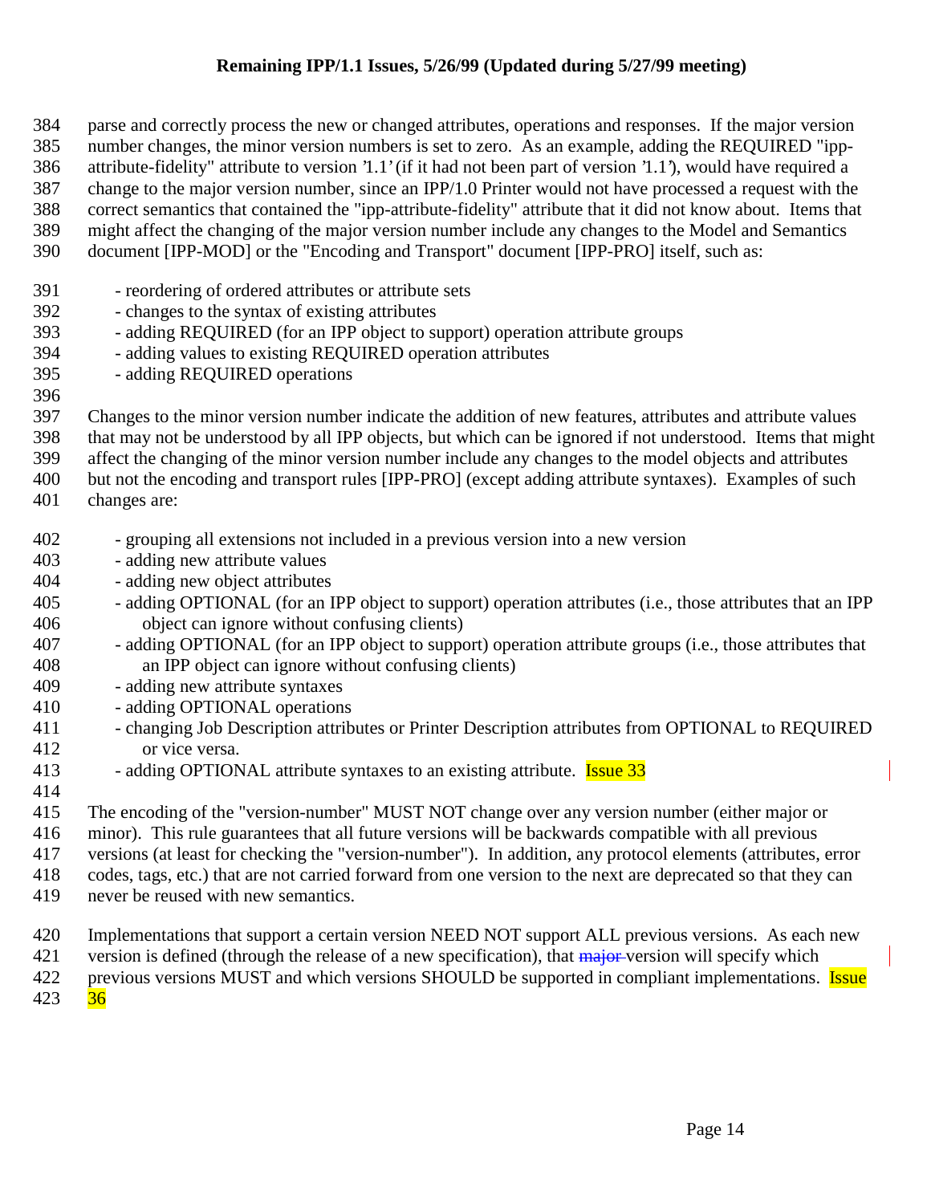parse and correctly process the new or changed attributes, operations and responses. If the major version number changes, the minor version numbers is set to zero. As an example, adding the REQUIRED "ipp-attribute-fidelity" attribute to version '1.1' (if it had not been part of version '1.1'), would have required a change to the major version number, since an IPP/1.0 Printer would not have processed a request with the correct semantics that contained the "ipp-attribute-fidelity" attribute that it did not know about. Items that might affect the changing of the major version number include any changes to the Model and Semantics document [IPP-MOD] or the "Encoding and Transport" document [IPP-PRO] itself, such as:

- reordering of ordered attributes or attribute sets
- changes to the syntax of existing attributes
- adding REQUIRED (for an IPP object to support) operation attribute groups
- adding values to existing REQUIRED operation attributes
- adding REQUIRED operations

Changes to the minor version number indicate the addition of new features, attributes and attribute values that may not be understood by all IPP objects, but which can be ignored if not understood. Items that might affect the changing of the minor version number include any changes to the model objects and attributes but not the encoding and transport rules [IPP-PRO] (except adding attribute syntaxes). Examples of such changes are:

- grouping all extensions not included in a previous version into a new version
- adding new attribute values
- adding new object attributes
- adding OPTIONAL (for an IPP object to support) operation attributes (i.e., those attributes that an IPP object can ignore without confusing clients)
- adding OPTIONAL (for an IPP object to support) operation attribute groups (i.e., those attributes that an IPP object can ignore without confusing clients)
- adding new attribute syntaxes
- adding OPTIONAL operations
- changing Job Description attributes or Printer Description attributes from OPTIONAL to REQUIRED or vice versa.
- adding OPTIONAL attribute syntaxes to an existing attribute. Issue 33

The encoding of the "version-number" MUST NOT change over any version number (either major or minor). This rule guarantees that all future versions will be backwards compatible with all previous versions (at least for checking the "version-number"). In addition, any protocol elements (attributes, error codes, tags, etc.) that are not carried forward from one version to the next are deprecated so that they can never be reused with new semantics.

Implementations that support a certain version NEED NOT support ALL previous versions. As each new version is defined (through the release of a new specification), that ~~major~~ version will specify which previous versions MUST and which versions SHOULD be supported in compliant implementations. Issue 36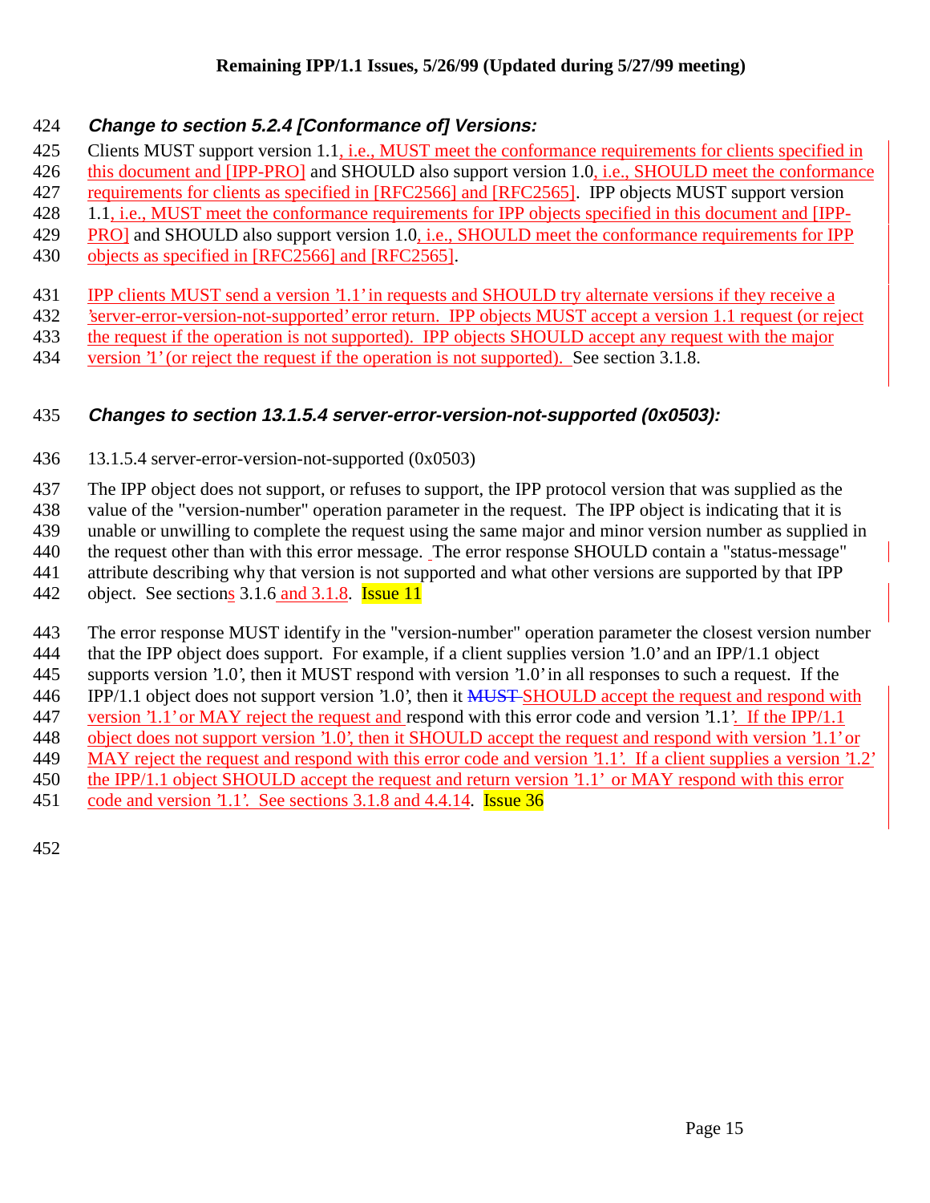### *Change to section 5.2.4 [Conformance of] Versions:*

Clients MUST support version 1.1, i.e., MUST meet the conformance requirements for clients specified in this document and [IPP-PRO] and SHOULD also support version 1.0, i.e., SHOULD meet the conformance requirements for clients as specified in [RFC2566] and [RFC2565]. IPP objects MUST support version 1.1, i.e., MUST meet the conformance requirements for IPP objects specified in this document and [IPP-PRO] and SHOULD also support version 1.0, i.e., SHOULD meet the conformance requirements for IPP objects as specified in [RFC2566] and [RFC2565].

IPP clients MUST send a version '1.1' in requests and SHOULD try alternate versions if they receive a 'server-error-version-not-supported' error return. IPP objects MUST accept a version 1.1 request (or reject the request if the operation is not supported). IPP objects SHOULD accept any request with the major version '1' (or reject the request if the operation is not supported). See section 3.1.8.

### *Changes to section 13.1.5.4 server-error-version-not-supported (0x0503):*

13.1.5.4 server-error-version-not-supported (0x0503)

The IPP object does not support, or refuses to support, the IPP protocol version that was supplied as the value of the "version-number" operation parameter in the request. The IPP object is indicating that it is unable or unwilling to complete the request using the same major and minor version number as supplied in the request other than with this error message. The error response SHOULD contain a "status-message" attribute describing why that version is not supported and what other versions are supported by that IPP object. See sections 3.1.6 and 3.1.8. Issue 11

The error response MUST identify in the "version-number" operation parameter the closest version number that the IPP object does support. For example, if a client supplies version '1.0' and an IPP/1.1 object supports version '1.0', then it MUST respond with version '1.0' in all responses to such a request. If the IPP/1.1 object does not support version '1.0', then it ~~MUST~~ SHOULD accept the request and respond with version '1.1' or MAY reject the request and respond with this error code and version '1.1'. If the IPP/1.1 object does not support version '1.0', then it SHOULD accept the request and respond with version '1.1' or MAY reject the request and respond with this error code and version '1.1'. If a client supplies a version '1.2' the IPP/1.1 object SHOULD accept the request and return version '1.1' or MAY respond with this error code and version '1.1'. See sections 3.1.8 and 4.4.14. Issue 36